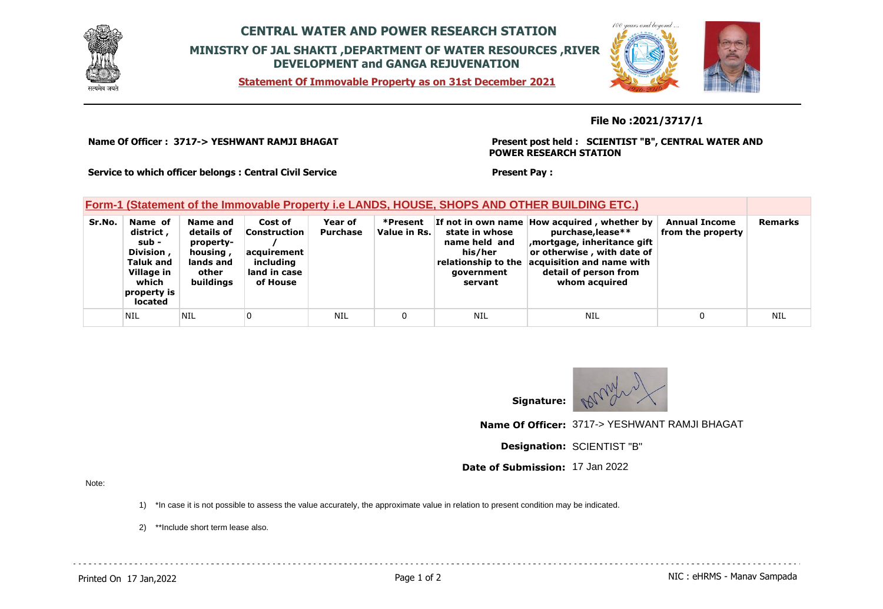# CENTRAL WATER AND POWER RESEARCH STATION

## MINISTRY OF JAL SHAKTI ,DEPARTMENT OF WATER RESOURCES ,RIVER DEVELOPMENT and GANGA REJUVENATION

**Statement Of Immovable Property as on 31st December 2021**

**File No :2021/3717/1**

**Name Of Officer : 3717-> YESHWANT RAMJI BHAGAT**

**Present post held : SCIENTIST "B", CENTRAL WATER AND POWER RESEARCH STATION**

**Service to which officer belongs : Central Civil Service**

**Present Pay :**

### Form-1 (Statement of the Immovable Property i.e LANDS, HOUSE, SHOPS AND OTHER BUILDING ETC.)

| Sr.No. | Name of district , sub - Division , Taluk and Village in which property is located | Name and details of property-housing , lands and other buildings | Cost of Construction / acquirement including land in case of House | Year of Purchase | *Present Value in Rs. | If not in own name state in whose name held and his/her relationship to the government servant | How acquired , whether by purchase,lease** ,mortgage, inheritance gift or otherwise , with date of acquisition and name with detail of person from whom acquired | Annual Income from the property | Remarks |
|---|---|---|---|---|---|---|---|---|---|
| | NIL | NIL | 0 | NIL | 0 | NIL | NIL | 0 | NIL |

**Signature:**

**Name Of Officer:** 3717-> YESHWANT RAMJI BHAGAT

**Designation:** SCIENTIST "B"

**Date of Submission:** 17 Jan 2022

Note:

1) *In case it is not possible to assess the value accurately, the approximate value in relation to present condition may be indicated.

2) **Include short term lease also.

Printed On 17 Jan,2022

NIC : eHRMS - Manav Sampada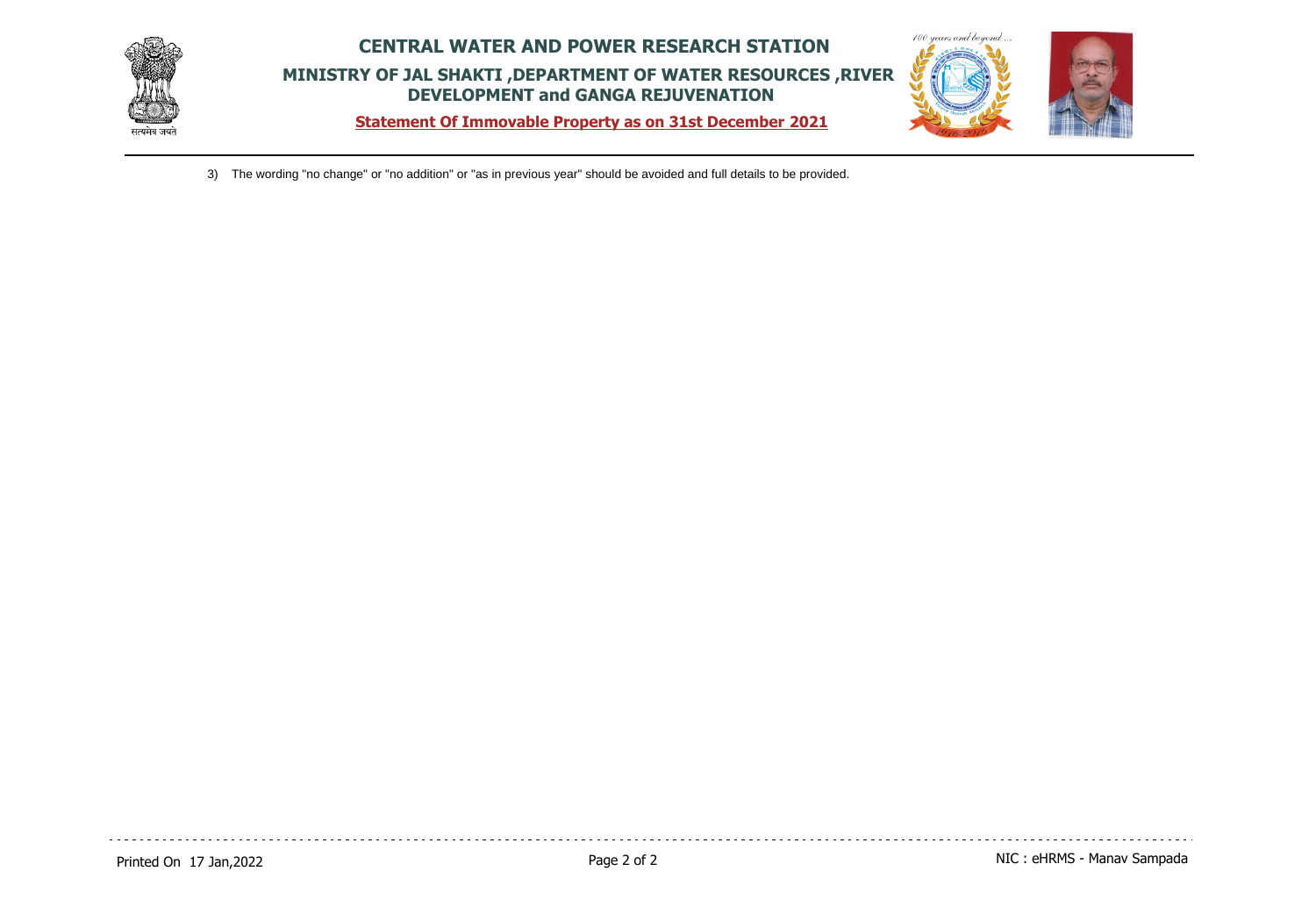# CENTRAL WATER AND POWER RESEARCH STATION

## MINISTRY OF JAL SHAKTI ,DEPARTMENT OF WATER RESOURCES ,RIVER DEVELOPMENT and GANGA REJUVENATION

**Statement Of Immovable Property as on 31st December 2021**

3) The wording "no change" or "no addition" or "as in previous year" should be avoided and full details to be provided.

Printed On 17 Jan,2022

NIC : eHRMS - Manav Sampada